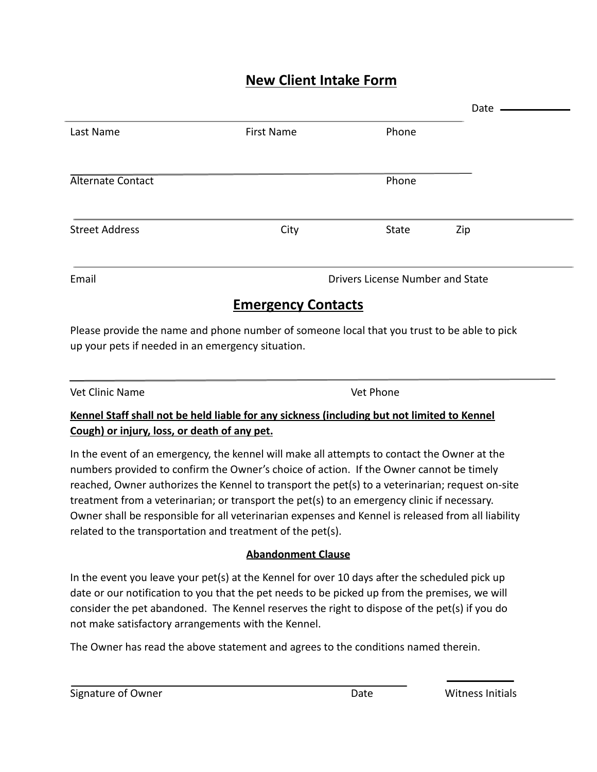# New Client Intake Form

Date ____________

Last Name First Name Phone

Alternate Contact Phone

Street Address City State Zip

Email Drivers License Number and State

## Emergency Contacts

Please provide the name and phone number of someone local that you trust to be able to pick up your pets if needed in an emergency situation.

Vet Clinic Name Vet Phone

**Kennel Staff shall not be held liable for any sickness (including but not limited to Kennel Cough) or injury, loss, or death of any pet.**

In the event of an emergency, the kennel will make all attempts to contact the Owner at the numbers provided to confirm the Owner's choice of action. If the Owner cannot be timely reached, Owner authorizes the Kennel to transport the pet(s) to a veterinarian; request on-site treatment from a veterinarian; or transport the pet(s) to an emergency clinic if necessary. Owner shall be responsible for all veterinarian expenses and Kennel is released from all liability related to the transportation and treatment of the pet(s).

**Abandonment Clause**

In the event you leave your pet(s) at the Kennel for over 10 days after the scheduled pick up date or our notification to you that the pet needs to be picked up from the premises, we will consider the pet abandoned. The Kennel reserves the right to dispose of the pet(s) if you do not make satisfactory arrangements with the Kennel.

The Owner has read the above statement and agrees to the conditions named therein.

Signature of Owner Date Witness Initials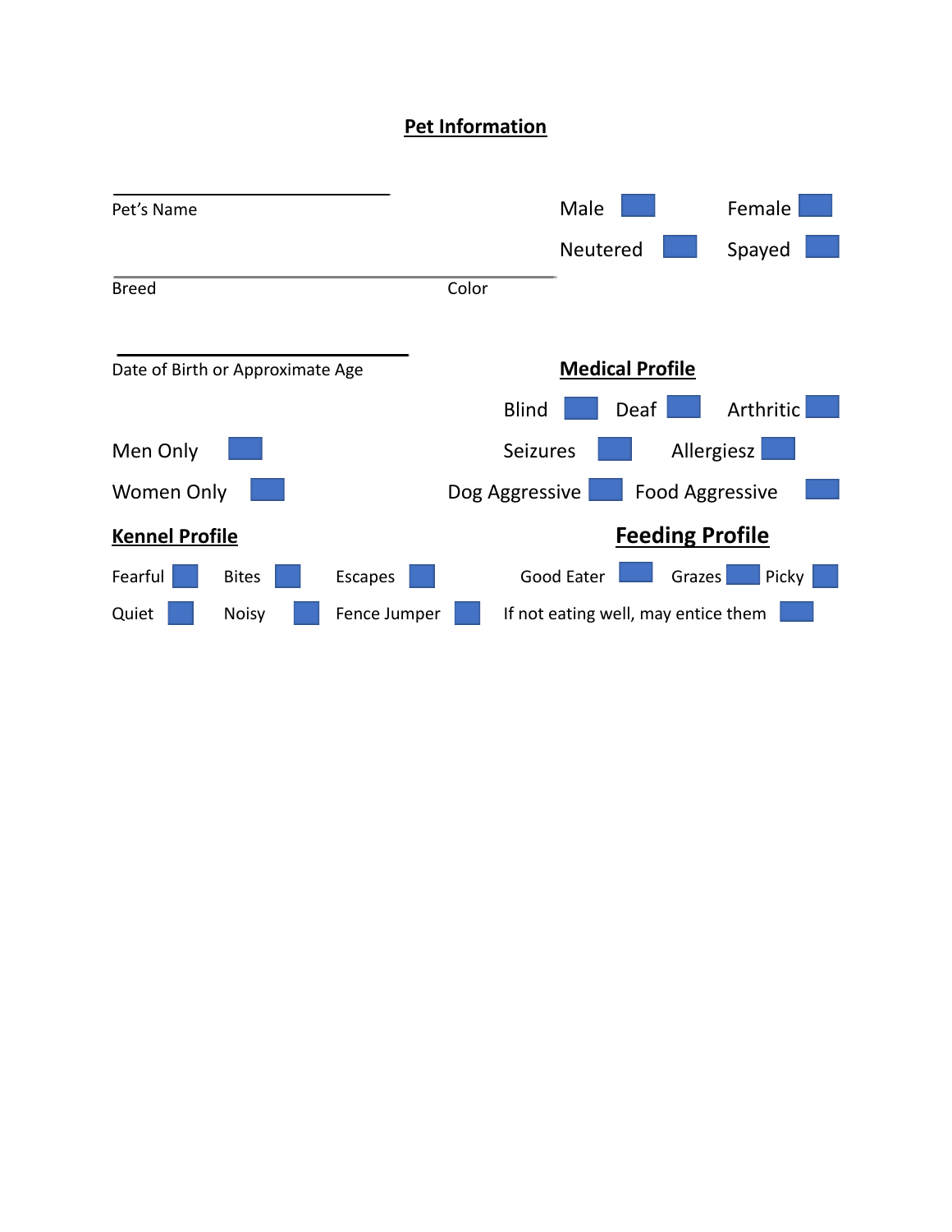## Pet Information

Pet's Name: ______________________

Male ☐ Female ☐

Neutered ☐ Spayed ☐

Breed ______________________ Color ______________________

Date of Birth or Approximate Age ______________________

Men Only ☐

Women Only ☐

### Medical Profile

Blind ☐ Deaf ☐ Arthritic ☐

Seizures ☐ Allergiesz ☐

Dog Aggressive ☐ Food Aggressive ☐

### Kennel Profile

Fearful ☐ Bites ☐ Escapes ☐

Quiet ☐ Noisy ☐ Fence Jumper ☐

### Feeding Profile

Good Eater ☐ Grazes ☐ Picky ☐

If not eating well, may entice them ☐